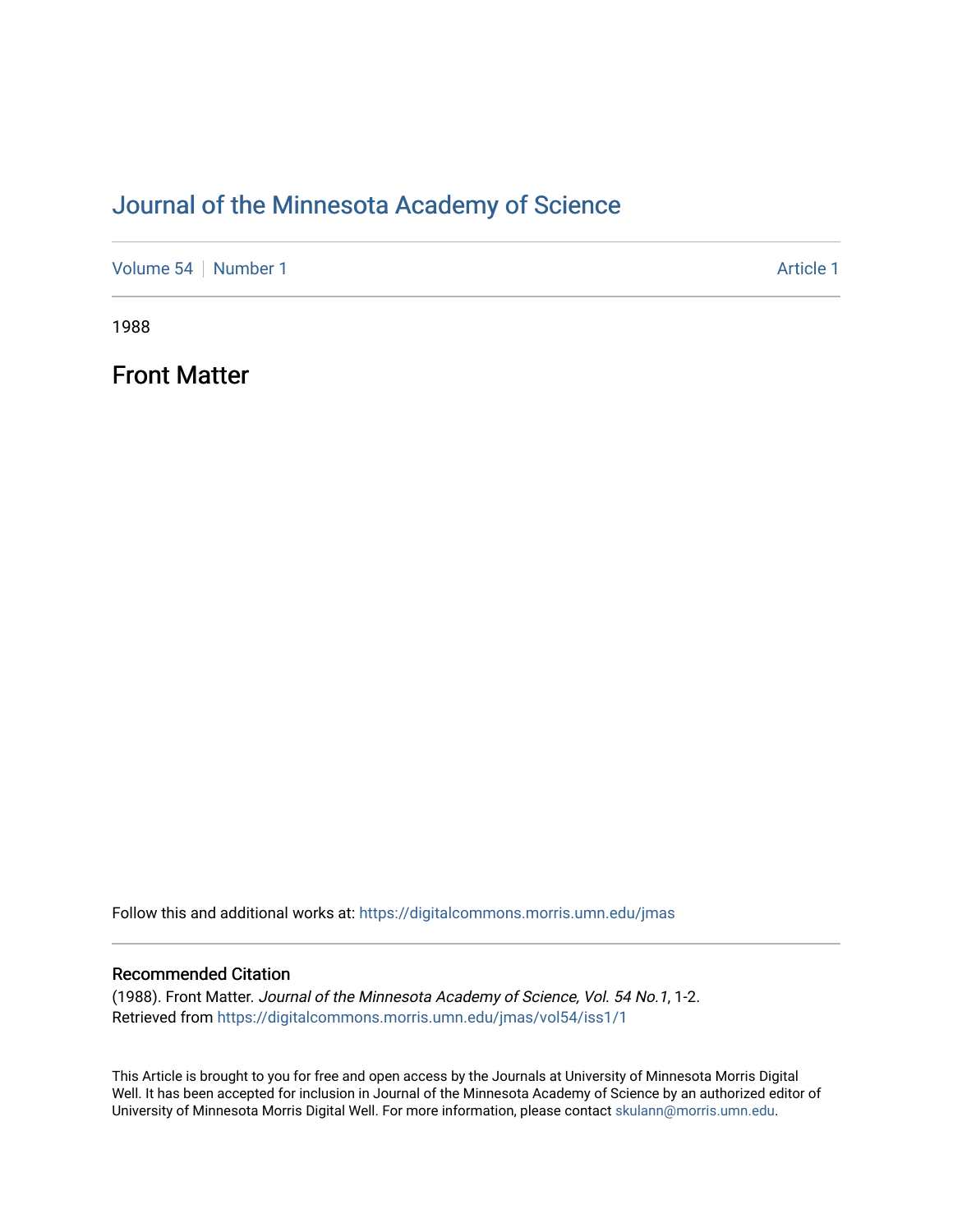# Journal of the Minnesota Academy of Science

Volume 54 | Number 1 Article 1

1988

## Front Matter

Follow this and additional works at: https://digitalcommons.morris.umn.edu/jmas

### Recommended Citation

(1988). Front Matter. *Journal of the Minnesota Academy of Science, Vol. 54 No.1*, 1-2.
Retrieved from https://digitalcommons.morris.umn.edu/jmas/vol54/iss1/1

This Article is brought to you for free and open access by the Journals at University of Minnesota Morris Digital Well. It has been accepted for inclusion in Journal of the Minnesota Academy of Science by an authorized editor of University of Minnesota Morris Digital Well. For more information, please contact skulann@morris.umn.edu.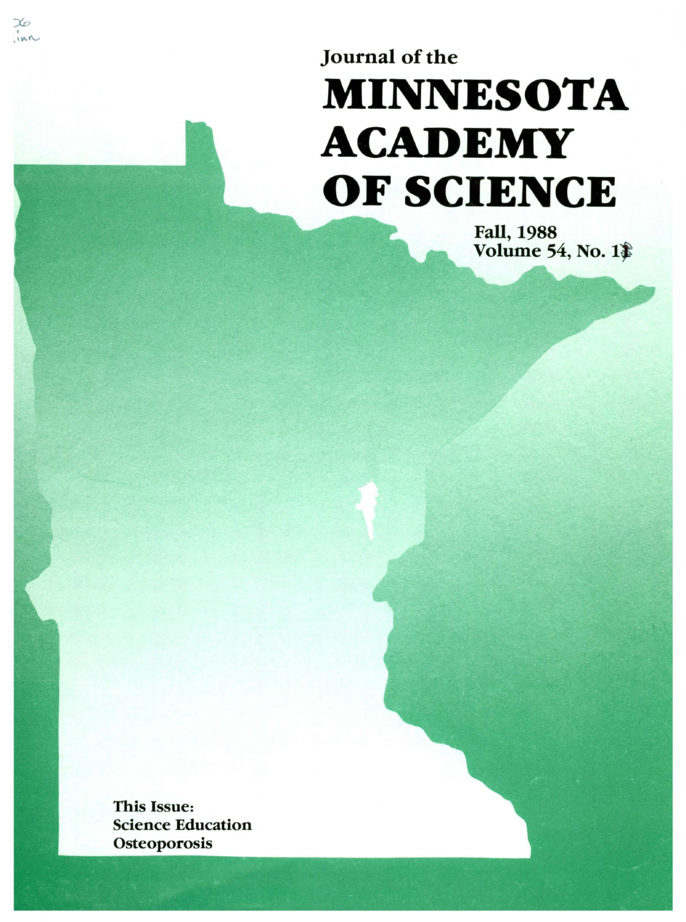Journal of the

# MINNESOTA ACADEMY OF SCIENCE

Fall, 1988
Volume 54, No. 1

This Issue:
Science Education
Osteoporosis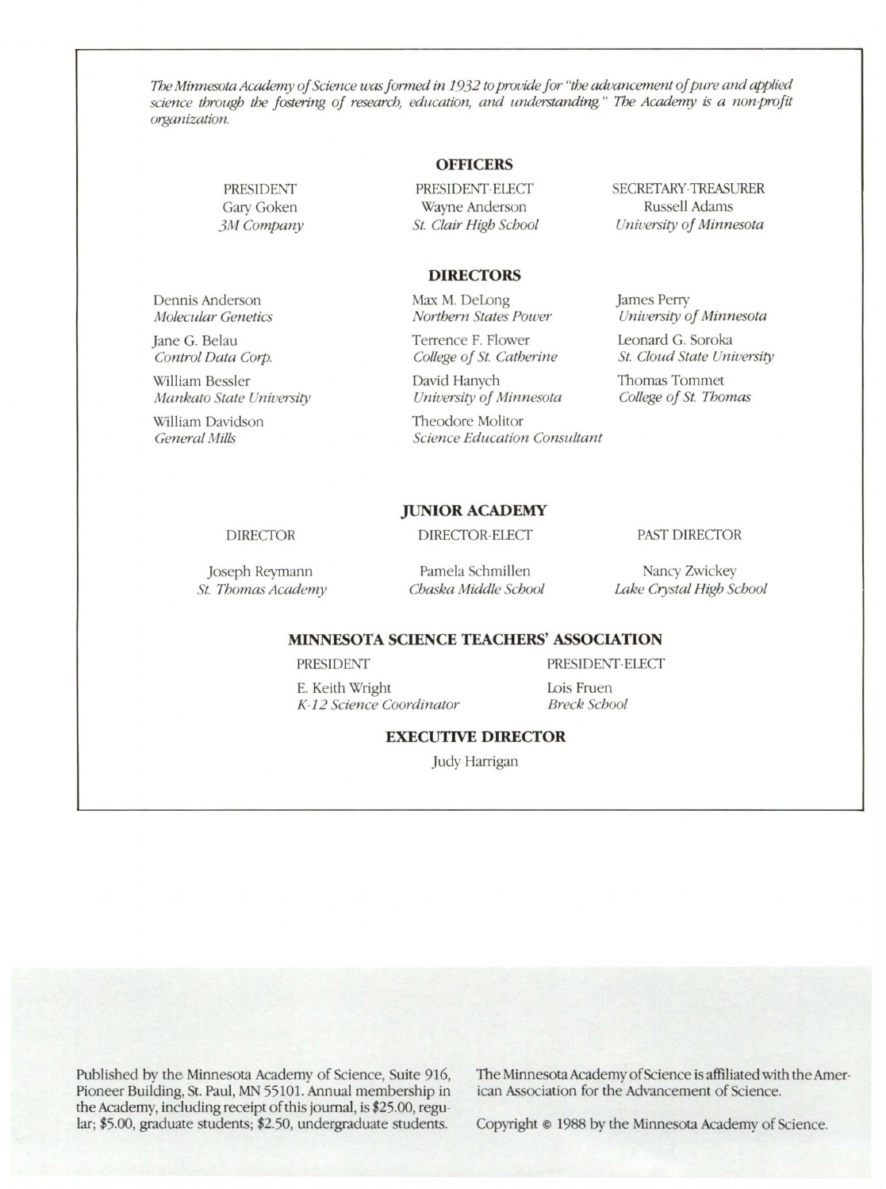*The Minnesota Academy of Science was formed in 1932 to provide for "the advancement of pure and applied science through the fostering of research, education, and understanding." The Academy is a non-profit organization.*

## OFFICERS

PRESIDENT
Gary Goken
*3M Company*

PRESIDENT-ELECT
Wayne Anderson
*St. Clair High School*

SECRETARY-TREASURER
Russell Adams
*University of Minnesota*

## DIRECTORS

Dennis Anderson
*Molecular Genetics*

Jane G. Belau
*Control Data Corp.*

William Bessler
*Mankato State University*

William Davidson
*General Mills*

Max M. DeLong
*Northern States Power*

Terrence F. Flower
*College of St. Catherine*

David Hanych
*University of Minnesota*

Theodore Molitor
*Science Education Consultant*

James Perry
*University of Minnesota*

Leonard G. Soroka
*St. Cloud State University*

Thomas Tommet
*College of St. Thomas*

## JUNIOR ACADEMY

DIRECTOR
Joseph Reymann
*St. Thomas Academy*

DIRECTOR-ELECT
Pamela Schmillen
*Chaska Middle School*

PAST DIRECTOR
Nancy Zwickey
*Lake Crystal High School*

## MINNESOTA SCIENCE TEACHERS' ASSOCIATION

PRESIDENT
E. Keith Wright
*K-12 Science Coordinator*

PRESIDENT-ELECT
Lois Fruen
*Breck School*

## EXECUTIVE DIRECTOR

Judy Harrigan

Published by the Minnesota Academy of Science, Suite 916, Pioneer Building, St. Paul, MN 55101. Annual membership in the Academy, including receipt of this journal, is $25.00, regular; $5.00, graduate students; $2.50, undergraduate students.

The Minnesota Academy of Science is affiliated with the American Association for the Advancement of Science.

Copyright © 1988 by the Minnesota Academy of Science.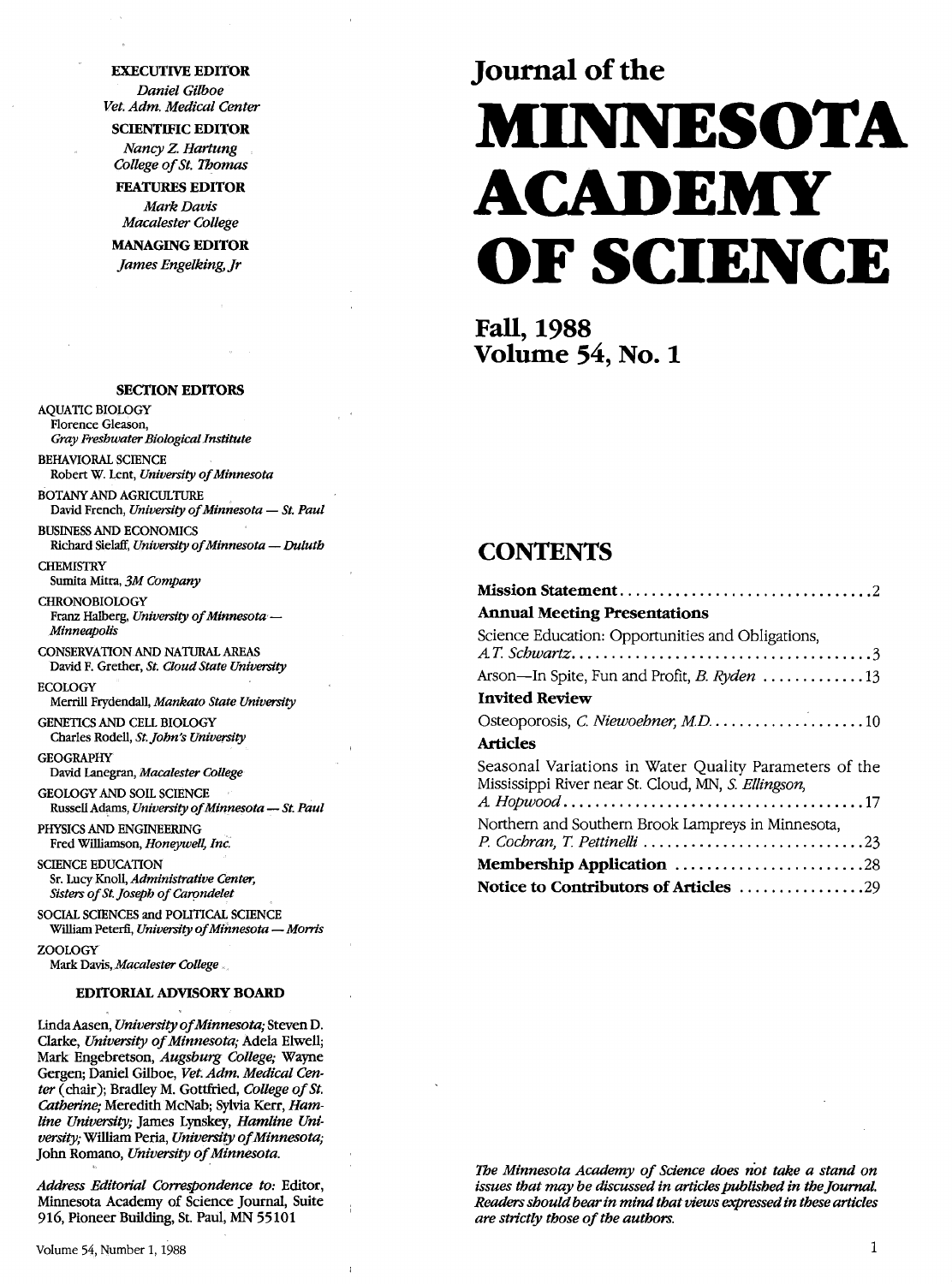**EXECUTIVE EDITOR**
*Daniel Gilboe*
*Vet. Adm. Medical Center*

**SCIENTIFIC EDITOR**
*Nancy Z. Hartung*
*College of St. Thomas*

**FEATURES EDITOR**
*Mark Davis*
*Macalester College*

**MANAGING EDITOR**
*James Engelking, Jr*

**SECTION EDITORS**

AQUATIC BIOLOGY
Florence Gleason, *Gray Freshwater Biological Institute*

BEHAVIORAL SCIENCE
Robert W. Lent, *University of Minnesota*

BOTANY AND AGRICULTURE
David French, *University of Minnesota — St. Paul*

BUSINESS AND ECONOMICS
Richard Sielaff, *University of Minnesota — Duluth*

CHEMISTRY
Sumita Mitra, *3M Company*

CHRONOBIOLOGY
Franz Halberg, *University of Minnesota — Minneapolis*

CONSERVATION AND NATURAL AREAS
David F. Grether, *St. Cloud State University*

ECOLOGY
Merrill Frydendall, *Mankato State University*

GENETICS AND CELL BIOLOGY
Charles Rodell, *St. John's University*

GEOGRAPHY
David Lanegran, *Macalester College*

GEOLOGY AND SOIL SCIENCE
Russell Adams, *University of Minnesota — St. Paul*

PHYSICS AND ENGINEERING
Fred Williamson, *Honeywell, Inc.*

SCIENCE EDUCATION
Sr. Lucy Knoll, *Administrative Center, Sisters of St. Joseph of Carondelet*

SOCIAL SCIENCES and POLITICAL SCIENCE
William Peterfi, *University of Minnesota — Morris*

ZOOLOGY
Mark Davis, *Macalester College*

**EDITORIAL ADVISORY BOARD**

Linda Aasen, *University of Minnesota;* Steven D. Clarke, *University of Minnesota;* Adela Elwell; Mark Engebretson, *Augsburg College;* Wayne Gergen; Daniel Gilboe, *Vet. Adm. Medical Center* (chair); Bradley M. Gottfried, *College of St. Catherine;* Meredith McNab; Sylvia Kerr, *Hamline University;* James Lynskey, *Hamline University;* William Peria, *University of Minnesota;* John Romano, *University of Minnesota.*

*Address Editorial Correspondence to:* Editor, Minnesota Academy of Science Journal, Suite 916, Pioneer Building, St. Paul, MN 55101

# Journal of the MINNESOTA ACADEMY OF SCIENCE

## Fall, 1988
## Volume 54, No. 1

## CONTENTS

**Mission Statement** .......... 2

**Annual Meeting Presentations**

Science Education: Opportunities and Obligations, *A.T. Schwartz* .......... 3

Arson—In Spite, Fun and Profit, *B. Ryden* .......... 13

**Invited Review**

Osteoporosis, *C. Niewoehner, M.D.* .......... 10

**Articles**

Seasonal Variations in Water Quality Parameters of the Mississippi River near St. Cloud, MN, *S. Ellingson, A. Hopwood* .......... 17

Northern and Southern Brook Lampreys in Minnesota, *P. Cochran, T. Pettinelli* .......... 23

**Membership Application** .......... 28

**Notice to Contributors of Articles** .......... 29

*The Minnesota Academy of Science does not take a stand on issues that may be discussed in articles published in the Journal. Readers should bear in mind that views expressed in these articles are strictly those of the authors.*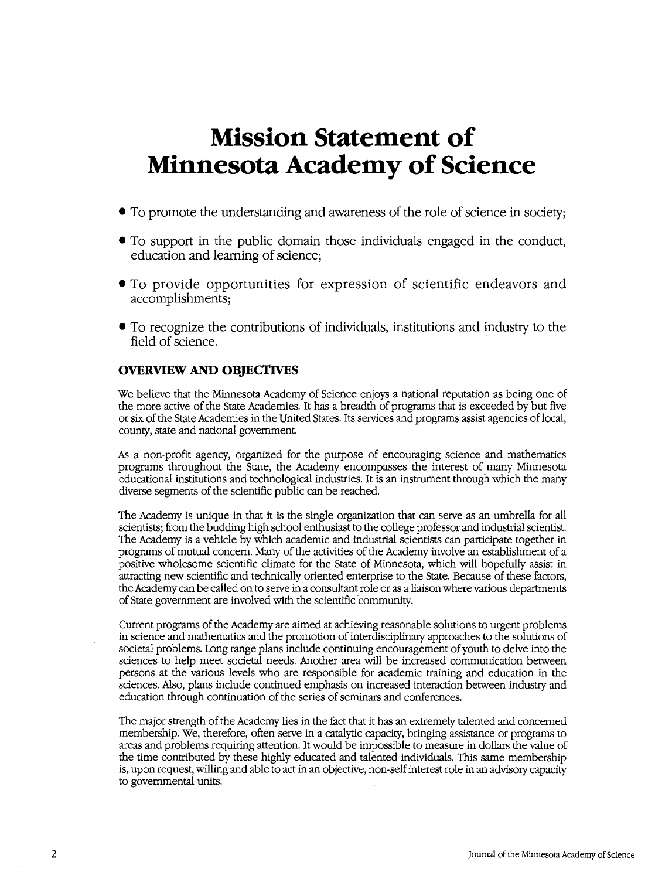# Mission Statement of Minnesota Academy of Science

- To promote the understanding and awareness of the role of science in society;
- To support in the public domain those individuals engaged in the conduct, education and learning of science;
- To provide opportunities for expression of scientific endeavors and accomplishments;
- To recognize the contributions of individuals, institutions and industry to the field of science.

## OVERVIEW AND OBJECTIVES

We believe that the Minnesota Academy of Science enjoys a national reputation as being one of the more active of the State Academies. It has a breadth of programs that is exceeded by but five or six of the State Academies in the United States. Its services and programs assist agencies of local, county, state and national government.

As a non-profit agency, organized for the purpose of encouraging science and mathematics programs throughout the State, the Academy encompasses the interest of many Minnesota educational institutions and technological industries. It is an instrument through which the many diverse segments of the scientific public can be reached.

The Academy is unique in that it is the single organization that can serve as an umbrella for all scientists; from the budding high school enthusiast to the college professor and industrial scientist. The Academy is a vehicle by which academic and industrial scientists can participate together in programs of mutual concern. Many of the activities of the Academy involve an establishment of a positive wholesome scientific climate for the State of Minnesota, which will hopefully assist in attracting new scientific and technically oriented enterprise to the State. Because of these factors, the Academy can be called on to serve in a consultant role or as a liaison where various departments of State government are involved with the scientific community.

Current programs of the Academy are aimed at achieving reasonable solutions to urgent problems in science and mathematics and the promotion of interdisciplinary approaches to the solutions of societal problems. Long range plans include continuing encouragement of youth to delve into the sciences to help meet societal needs. Another area will be increased communication between persons at the various levels who are responsible for academic training and education in the sciences. Also, plans include continued emphasis on increased interaction between industry and education through continuation of the series of seminars and conferences.

The major strength of the Academy lies in the fact that it has an extremely talented and concerned membership. We, therefore, often serve in a catalytic capacity, bringing assistance or programs to areas and problems requiring attention. It would be impossible to measure in dollars the value of the time contributed by these highly educated and talented individuals. This same membership is, upon request, willing and able to act in an objective, non-self interest role in an advisory capacity to governmental units.